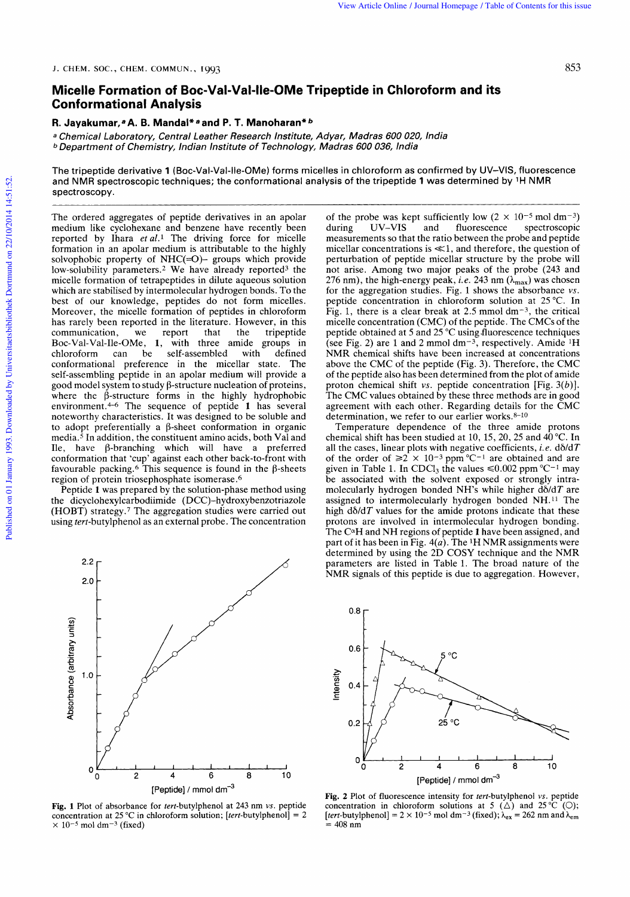# Micelle Formation of Boc-Val-Val-Ile-OMe Tripeptide in Chloroform and its Conformational Analysis

**R. Jayakumar,[a] A. B. Mandal*[a] and P. T. Manoharan*[b]**

[a] *Chemical Laboratory, Central Leather Research Institute, Adyar, Madras 600 020, India*
[b] *Department of Chemistry, Indian Institute of Technology, Madras 600 036, India*

The tripeptide derivative **1** (Boc-Val-Val-Ile-OMe) forms micelles in chloroform as confirmed by UV–VIS, fluorescence and NMR spectroscopic techniques; the conformational analysis of the tripeptide **1** was determined by $^1$H NMR spectroscopy.

The ordered aggregates of peptide derivatives in an apolar medium like cyclohexane and benzene have recently been reported by Ihara *et al.*[1] The driving force for micelle formation in an apolar medium is attributable to the highly solvophobic property of NHC(=O)– groups which provide low-solubility parameters.[2] We have already reported[3] the micelle formation of tetrapeptides in dilute aqueous solution which are stabilised by intermolecular hydrogen bonds. To the best of our knowledge, peptides do not form micelles. Moreover, the micelle formation of peptides in chloroform has rarely been reported in the literature. However, in this communication, we report that the tripeptide Boc-Val-Val-Ile-OMe, **1**, with three amide groups in chloroform can be self-assembled with defined conformational preference in the micellar state. The self-assembling peptide in an apolar medium will provide a good model system to study β-structure nucleation of proteins, where the β-structure forms in the highly hydrophobic environment.[4–6] The sequence of peptide **1** has several noteworthy characteristics. It was designed to be soluble and to adopt preferentially a β-sheet conformation in organic media.[5] In addition, the constituent amino acids, both Val and Ile, have β-branching which will have a preferred conformation that 'cup' against each other back-to-front with favourable packing.[6] This sequence is found in the β-sheets region of protein triosephosphate isomerase.[6]

Peptide **1** was prepared by the solution-phase method using the dicyclohexylcarbodiimide (DCC)–hydroxybenzotriazole (HOBT) strategy.[7] The aggregation studies were carried out using *tert*-butylphenol as an external probe. The concentration of the probe was kept sufficiently low ($2 \times 10^{-5}$ mol dm$^{-3}$) during UV–VIS and fluorescence spectroscopic measurements so that the ratio between the probe and peptide micellar concentrations is $\ll 1$, and therefore, the question of perturbation of peptide micellar structure by the probe will not arise. Among two major peaks of the probe (243 and 276 nm), the high-energy peak, *i.e.* 243 nm ($\lambda_{max}$) was chosen for the aggregation studies. Fig. 1 shows the absorbance *vs.* peptide concentration in chloroform solution at 25 °C. In Fig. 1, there is a clear break at 2.5 mmol dm$^{-3}$, the critical micelle concentration (CMC) of the peptide. The CMCs of the peptide obtained at 5 and 25 °C using fluorescence techniques (see Fig. 2) are 1 and 2 mmol dm$^{-3}$, respectively. Amide $^1$H NMR chemical shifts have been increased at concentrations above the CMC of the peptide (Fig. 3). Therefore, the CMC of the peptide also has been determined from the plot of amide proton chemical shift *vs.* peptide concentration [Fig. 3(*b*)]. The CMC values obtained by these three methods are in good agreement with each other. Regarding details for the CMC determination, we refer to our earlier works.[8–10]

Temperature dependence of the three amide protons chemical shift has been studied at 10, 15, 20, 25 and 40 °C. In all the cases, linear plots with negative coefficients, *i.e.* $d\delta/dT$ of the order of $\geq 2 \times 10^{-3}$ ppm °C$^{-1}$ are obtained and are given in Table 1. In CDCl$_3$ the values $\leq 0.002$ ppm °C$^{-1}$ may be associated with the solvent exposed or strongly intramolecularly hydrogen bonded NH's while higher $d\delta/dT$ are assigned to intermolecularly hydrogen bonded NH.[11] The high $d\delta/dT$ values for the amide protons indicate that these protons are involved in intermolecular hydrogen bonding. The C$^\alpha$H and NH regions of peptide **1** have been assigned, and part of it has been in Fig. 4(*a*). The $^1$H NMR assignments were determined by using the 2D COSY technique and the NMR parameters are listed in Table 1. The broad nature of the NMR signals of this peptide is due to aggregation. However,

**Fig. 1** Plot of absorbance for *tert*-butylphenol at 243 nm *vs.* peptide concentration at 25 °C in chloroform solution; [*tert*-butylphenol] = 2 × 10$^{-5}$ mol dm$^{-3}$ (fixed)

**Fig. 2** Plot of fluorescence intensity for *tert*-butylphenol *vs.* peptide concentration in chloroform solutions at 5 (△) and 25 °C (○); [*tert*-butylphenol] = 2 × 10$^{-5}$ mol dm$^{-3}$ (fixed); $\lambda_{ex}$ = 262 nm and $\lambda_{em}$ = 408 nm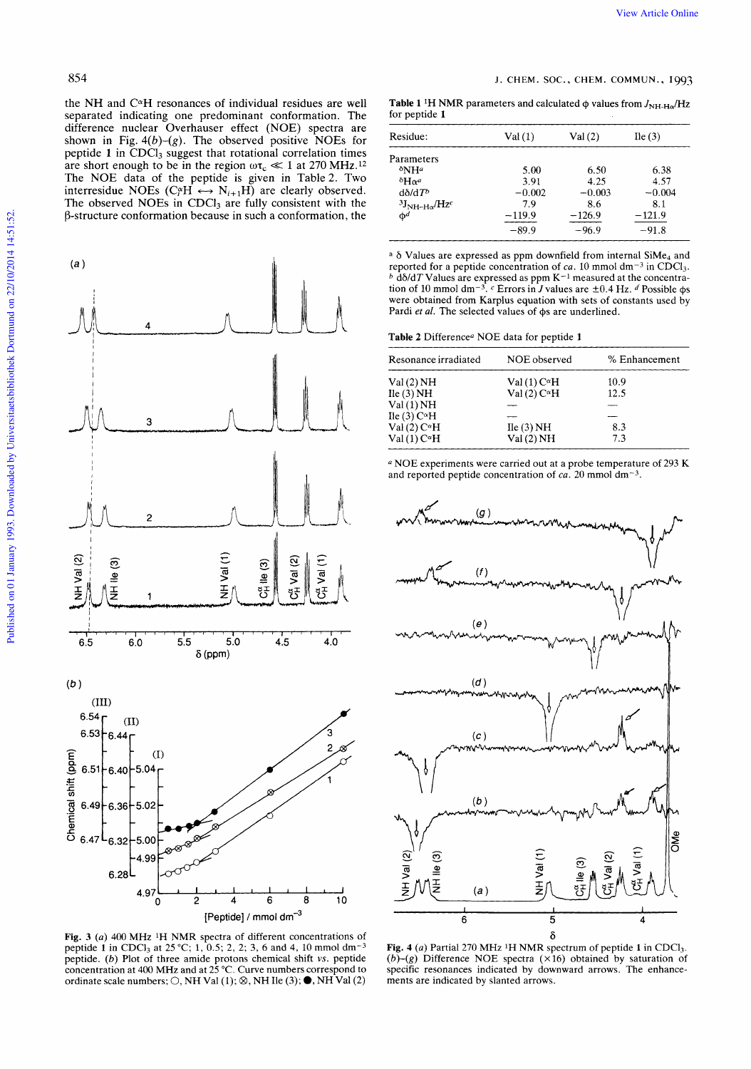the NH and $C^{\alpha}H$ resonances of individual residues are well separated indicating one predominant conformation. The difference nuclear Overhauser effect (NOE) spectra are shown in Fig. 4(*b*)–(*g*). The observed positive NOEs for peptide **1** in $CDCl_3$ suggest that rotational correlation times are short enough to be in the region $\omega\tau_c \ll 1$ at 270 MHz.[12] The NOE data of the peptide is given in Table 2. Two interresidue NOEs ($C_i^{\alpha}H \leftrightarrow N_{i+1}H$) are clearly observed. The observed NOEs in $CDCl_3$ are fully consistent with the β-structure conformation because in such a conformation, the

**Fig. 3** (*a*) 400 MHz $^1H$ NMR spectra of different concentrations of peptide **1** in $CDCl_3$ at 25 °C; 1, 0.5; 2, 2; 3, 6 and 4, 10 mmol $dm^{-3}$ peptide. (*b*) Plot of three amide protons chemical shift *vs.* peptide concentration at 400 MHz and at 25 °C. Curve numbers correspond to ordinate scale numbers; ○, NH Val (1); ⊗, NH Ile (3); ●, NH Val (2)

**Table 1** $^1H$ NMR parameters and calculated φ values from $J_{NH\text{-}H\alpha}$/Hz for peptide **1**

| Residue: | Val (1) | Val (2) | Ile (3) |
|---|---|---|---|
| Parameters | | | |
| $\delta NH^a$ | 5.00 | 6.50 | 6.38 |
| $\delta H\alpha^a$ | 3.91 | 4.25 | 4.57 |
| $d\delta/dT^b$ | −0.002 | −0.003 | −0.004 |
| $^3J_{NH\text{-}H\alpha}/Hz^c$ | 7.9 | 8.6 | 8.1 |
| $\phi^d$ | −119.9 | −126.9 | −121.9 |
| | <u>−89.9</u> | <u>−96.9</u> | <u>−91.8</u> |

[a] δ Values are expressed as ppm downfield from internal $SiMe_4$ and reported for a peptide concentration of *ca.* 10 mmol $dm^{-3}$ in $CDCl_3$. [b] dδ/d*T* Values are expressed as ppm $K^{-1}$ measured at the concentration of 10 mmol $dm^{-3}$. [c] Errors in *J* values are ±0.4 Hz. [d] Possible φs were obtained from Karplus equation with sets of constants used by Pardi *et al.* The selected values of φs are underlined.

**Table 2** Difference[a] NOE data for peptide **1**

| Resonance irradiated | NOE observed | % Enhancement |
|---|---|---|
| Val (2) NH | Val (1) $C^{\alpha}H$ | 10.9 |
| Ile (3) NH | Val (2) $C^{\alpha}H$ | 12.5 |
| Val (1) NH | — | — |
| Ile (3) $C^{\alpha}H$ | — | — |
| Val (2) $C^{\alpha}H$ | Ile (3) NH | 8.3 |
| Val (1) $C^{\alpha}H$ | Val (2) NH | 7.3 |

[a] NOE experiments were carried out at a probe temperature of 293 K and reported peptide concentration of *ca.* 20 mmol $dm^{-3}$.

**Fig. 4** (*a*) Partial 270 MHz $^1H$ NMR spectrum of peptide **1** in $CDCl_3$. (*b*)–(*g*) Difference NOE spectra (×16) obtained by saturation of specific resonances indicated by downward arrows. The enhancements are indicated by slanted arrows.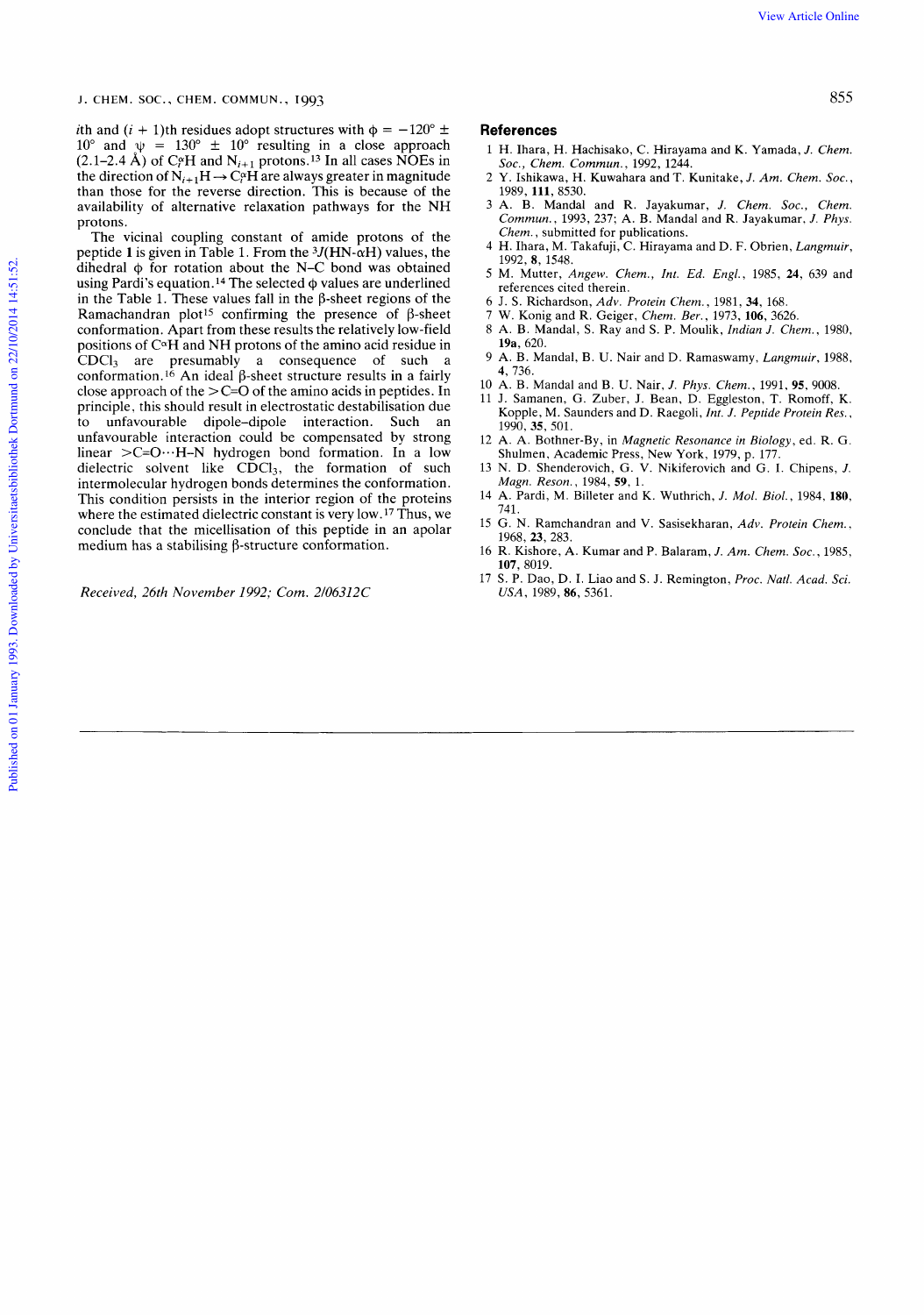*i*th and (*i* + 1)th residues adopt structures with $\phi = -120° \pm 10°$ and $\psi = 130° \pm 10°$ resulting in a close approach (2.1–2.4 Å) of $C_i^{\alpha}H$ and $N_{i+1}$ protons.[13] In all cases NOEs in the direction of $N_{i+1}H \rightarrow C_i^{\alpha}H$ are always greater in magnitude than those for the reverse direction. This is because of the availability of alternative relaxation pathways for the NH protons.

The vicinal coupling constant of amide protons of the peptide **1** is given in Table 1. From the $^3J$(HN-αH) values, the dihedral $\phi$ for rotation about the N–C bond was obtained using Pardi's equation.[14] The selected $\phi$ values are underlined in the Table 1. These values fall in the β-sheet regions of the Ramachandran plot[15] confirming the presence of β-sheet conformation. Apart from these results the relatively low-field positions of $C^{\alpha}H$ and NH protons of the amino acid residue in $CDCl_3$ are presumably a consequence of such a conformation.[16] An ideal β-sheet structure results in a fairly close approach of the >C=O of the amino acids in peptides. In principle, this should result in electrostatic destabilisation due to unfavourable dipole–dipole interaction. Such an unfavourable interaction could be compensated by strong linear >C=O···H–N hydrogen bond formation. In a low dielectric solvent like $CDCl_3$, the formation of such intermolecular hydrogen bonds determines the conformation. This condition persists in the interior region of the proteins where the estimated dielectric constant is very low.[17] Thus, we conclude that the micellisation of this peptide in an apolar medium has a stabilising β-structure conformation.

*Received, 26th November 1992; Com. 2/06312C*

## References

1. H. Ihara, H. Hachisako, C. Hirayama and K. Yamada, *J. Chem. Soc., Chem. Commun.*, 1992, 1244.
2. Y. Ishikawa, H. Kuwahara and T. Kunitake, *J. Am. Chem. Soc.*, 1989, **111**, 8530.
3. A. B. Mandal and R. Jayakumar, *J. Chem. Soc., Chem. Commun.*, 1993, 237; A. B. Mandal and R. Jayakumar, *J. Phys. Chem.*, submitted for publications.
4. H. Ihara, M. Takafuji, C. Hirayama and D. F. Obrien, *Langmuir*, 1992, **8**, 1548.
5. M. Mutter, *Angew. Chem., Int. Ed. Engl.*, 1985, **24**, 639 and references cited therein.
6. J. S. Richardson, *Adv. Protein Chem.*, 1981, **34**, 168.
7. W. Konig and R. Geiger, *Chem. Ber.*, 1973, **106**, 3626.
8. A. B. Mandal, S. Ray and S. P. Moulik, *Indian J. Chem.*, 1980, **19a**, 620.
9. A. B. Mandal, B. U. Nair and D. Ramaswamy, *Langmuir*, 1988, **4**, 736.
10. A. B. Mandal and B. U. Nair, *J. Phys. Chem.*, 1991, **95**, 9008.
11. J. Samanen, G. Zuber, J. Bean, D. Eggleston, T. Romoff, K. Kopple, M. Saunders and D. Raegoli, *Int. J. Peptide Protein Res.*, 1990, **35**, 501.
12. A. A. Bothner-By, in *Magnetic Resonance in Biology*, ed. R. G. Shulmen, Academic Press, New York, 1979, p. 177.
13. N. D. Shenderovich, G. V. Nikiferovich and G. I. Chipens, *J. Magn. Reson.*, 1984, **59**, 1.
14. A. Pardi, M. Billeter and K. Wuthrich, *J. Mol. Biol.*, 1984, **180**, 741.
15. G. N. Ramchandran and V. Sasisekharan, *Adv. Protein Chem.*, 1968, **23**, 283.
16. R. Kishore, A. Kumar and P. Balaram, *J. Am. Chem. Soc.*, 1985, **107**, 8019.
17. S. P. Dao, D. I. Liao and S. J. Remington, *Proc. Natl. Acad. Sci. USA*, 1989, **86**, 5361.